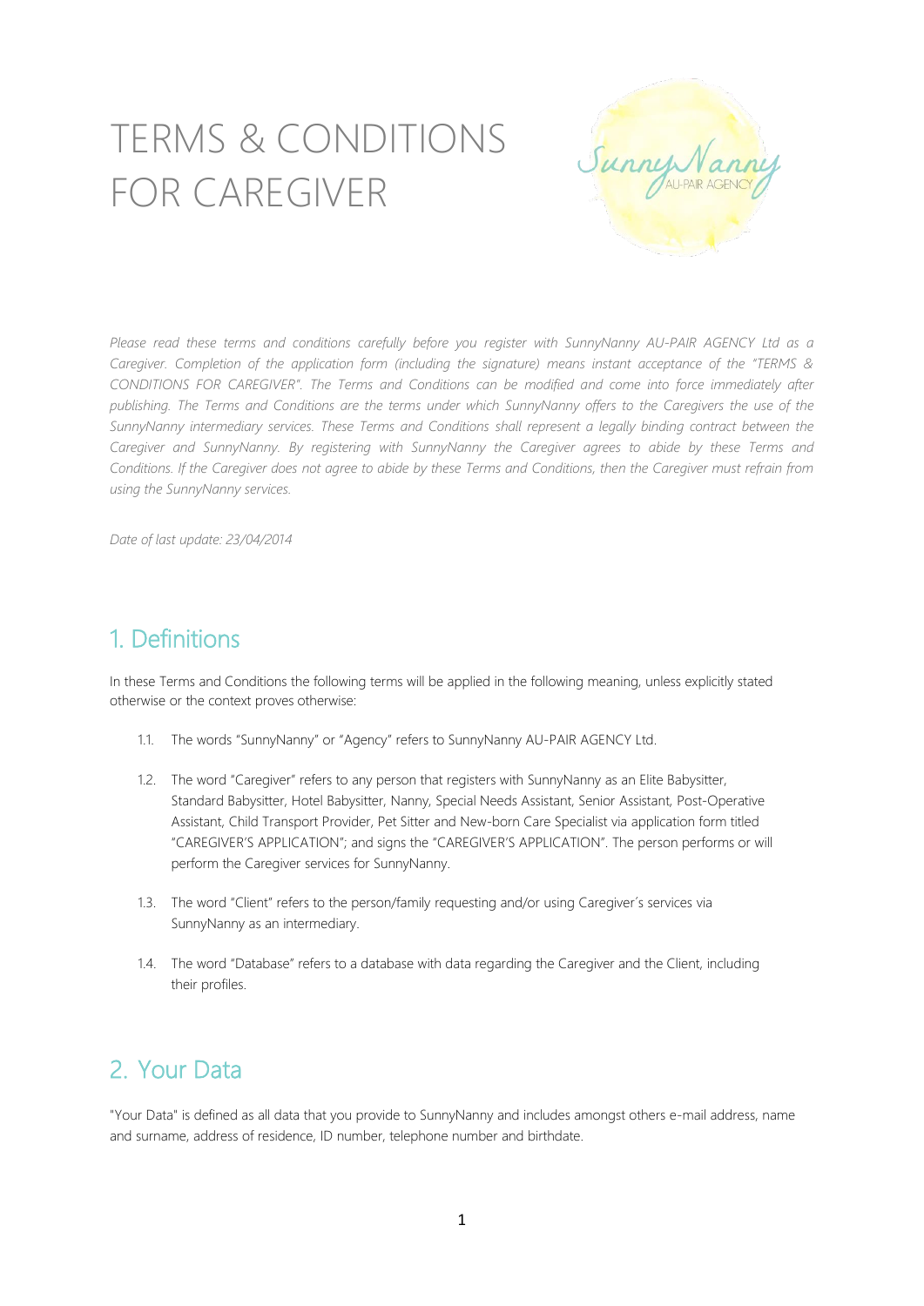# TERMS & CONDITIONS FOR CAREGIVER

*Please read these terms and conditions carefully before you register with SunnyNanny AU-PAIR AGENCY Ltd as a Caregiver. Completion of the application form (including the signature) means instant acceptance of the "TERMS & CONDITIONS FOR CAREGIVER". The Terms and Conditions can be modified and come into force immediately after publishing. The Terms and Conditions are the terms under which SunnyNanny offers to the Caregivers the use of the SunnyNanny intermediary services. These Terms and Conditions shall represent a legally binding contract between the Caregiver and SunnyNanny. By registering with SunnyNanny the Caregiver agrees to abide by these Terms and Conditions. If the Caregiver does not agree to abide by these Terms and Conditions, then the Caregiver must refrain from using the SunnyNanny services.*

*Date of last update: 23/04/2014*

## 1. Definitions

In these Terms and Conditions the following terms will be applied in the following meaning, unless explicitly stated otherwise or the context proves otherwise:

1.1. The words "SunnyNanny" or "Agency" refers to SunnyNanny AU-PAIR AGENCY Ltd.

1.2. The word "Caregiver" refers to any person that registers with SunnyNanny as an Elite Babysitter, Standard Babysitter, Hotel Babysitter, Nanny, Special Needs Assistant, Senior Assistant, Post-Operative Assistant, Child Transport Provider, Pet Sitter and New-born Care Specialist via application form titled "CAREGIVER'S APPLICATION"; and signs the "CAREGIVER'S APPLICATION". The person performs or will perform the Caregiver services for SunnyNanny.

1.3. The word "Client" refers to the person/family requesting and/or using Caregiver´s services via SunnyNanny as an intermediary.

1.4. The word "Database" refers to a database with data regarding the Caregiver and the Client, including their profiles.

## 2. Your Data

"Your Data" is defined as all data that you provide to SunnyNanny and includes amongst others e-mail address, name and surname, address of residence, ID number, telephone number and birthdate.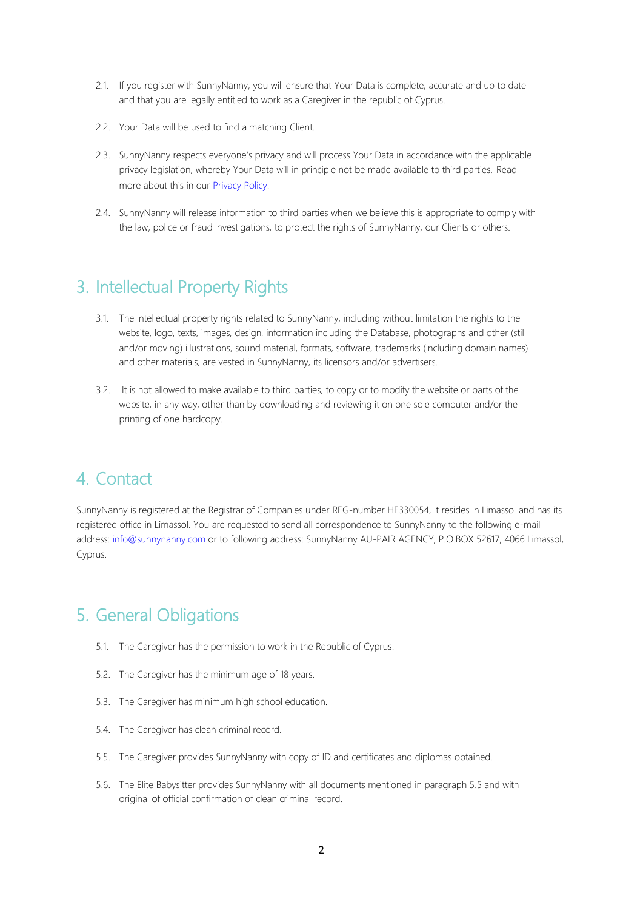2.1. If you register with SunnyNanny, you will ensure that Your Data is complete, accurate and up to date and that you are legally entitled to work as a Caregiver in the republic of Cyprus.

2.2. Your Data will be used to find a matching Client.

2.3. SunnyNanny respects everyone's privacy and will process Your Data in accordance with the applicable privacy legislation, whereby Your Data will in principle not be made available to third parties. Read more about this in our [Privacy Policy](#).

2.4. SunnyNanny will release information to third parties when we believe this is appropriate to comply with the law, police or fraud investigations, to protect the rights of SunnyNanny, our Clients or others.

## 3. Intellectual Property Rights

3.1. The intellectual property rights related to SunnyNanny, including without limitation the rights to the website, logo, texts, images, design, information including the Database, photographs and other (still and/or moving) illustrations, sound material, formats, software, trademarks (including domain names) and other materials, are vested in SunnyNanny, its licensors and/or advertisers.

3.2. It is not allowed to make available to third parties, to copy or to modify the website or parts of the website, in any way, other than by downloading and reviewing it on one sole computer and/or the printing of one hardcopy.

## 4. Contact

SunnyNanny is registered at the Registrar of Companies under REG-number HE330054, it resides in Limassol and has its registered office in Limassol. You are requested to send all correspondence to SunnyNanny to the following e-mail address: [info@sunnynanny.com](mailto:info@sunnynanny.com) or to following address: SunnyNanny AU-PAIR AGENCY, P.O.BOX 52617, 4066 Limassol, Cyprus.

## 5. General Obligations

5.1. The Caregiver has the permission to work in the Republic of Cyprus.

5.2. The Caregiver has the minimum age of 18 years.

5.3. The Caregiver has minimum high school education.

5.4. The Caregiver has clean criminal record.

5.5. The Caregiver provides SunnyNanny with copy of ID and certificates and diplomas obtained.

5.6. The Elite Babysitter provides SunnyNanny with all documents mentioned in paragraph 5.5 and with original of official confirmation of clean criminal record.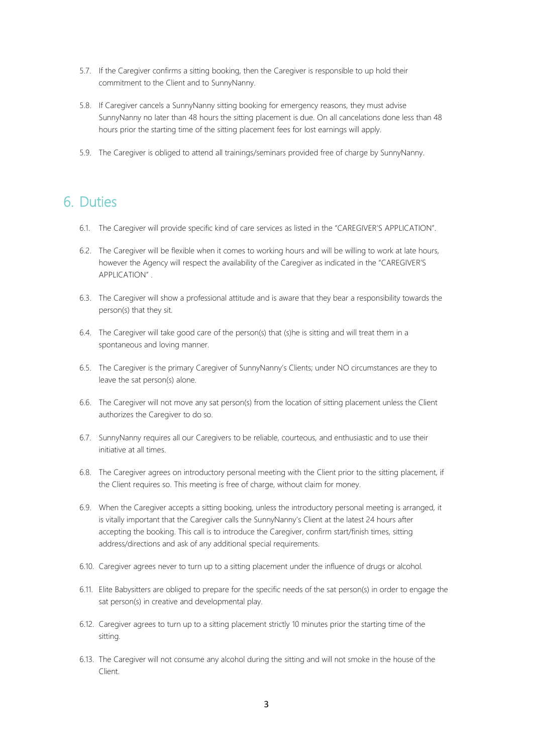5.7. If the Caregiver confirms a sitting booking, then the Caregiver is responsible to up hold their commitment to the Client and to SunnyNanny.

5.8. If Caregiver cancels a SunnyNanny sitting booking for emergency reasons, they must advise SunnyNanny no later than 48 hours the sitting placement is due. On all cancelations done less than 48 hours prior the starting time of the sitting placement fees for lost earnings will apply.

5.9. The Caregiver is obliged to attend all trainings/seminars provided free of charge by SunnyNanny.

## 6. Duties

6.1. The Caregiver will provide specific kind of care services as listed in the "CAREGIVER'S APPLICATION".

6.2. The Caregiver will be flexible when it comes to working hours and will be willing to work at late hours, however the Agency will respect the availability of the Caregiver as indicated in the "CAREGIVER'S APPLICATION" .

6.3. The Caregiver will show a professional attitude and is aware that they bear a responsibility towards the person(s) that they sit.

6.4. The Caregiver will take good care of the person(s) that (s)he is sitting and will treat them in a spontaneous and loving manner.

6.5. The Caregiver is the primary Caregiver of SunnyNanny's Clients; under NO circumstances are they to leave the sat person(s) alone.

6.6. The Caregiver will not move any sat person(s) from the location of sitting placement unless the Client authorizes the Caregiver to do so.

6.7. SunnyNanny requires all our Caregivers to be reliable, courteous, and enthusiastic and to use their initiative at all times.

6.8. The Caregiver agrees on introductory personal meeting with the Client prior to the sitting placement, if the Client requires so. This meeting is free of charge, without claim for money.

6.9. When the Caregiver accepts a sitting booking, unless the introductory personal meeting is arranged, it is vitally important that the Caregiver calls the SunnyNanny's Client at the latest 24 hours after accepting the booking. This call is to introduce the Caregiver, confirm start/finish times, sitting address/directions and ask of any additional special requirements.

6.10. Caregiver agrees never to turn up to a sitting placement under the influence of drugs or alcohol.

6.11. Elite Babysitters are obliged to prepare for the specific needs of the sat person(s) in order to engage the sat person(s) in creative and developmental play.

6.12. Caregiver agrees to turn up to a sitting placement strictly 10 minutes prior the starting time of the sitting.

6.13. The Caregiver will not consume any alcohol during the sitting and will not smoke in the house of the Client.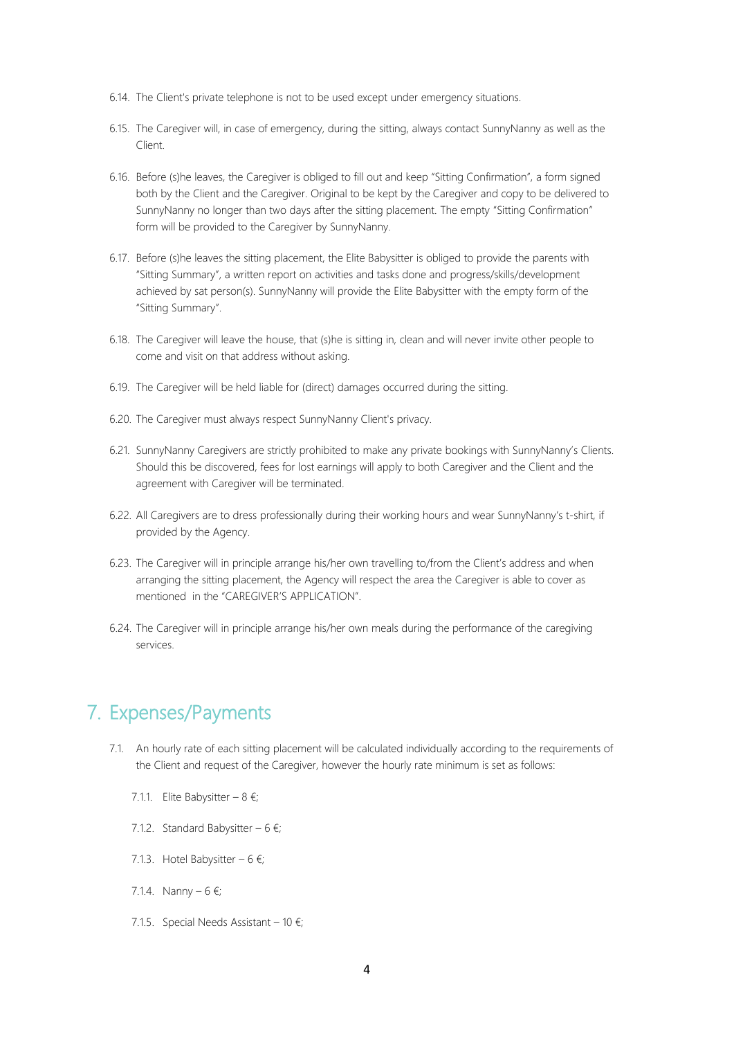6.14. The Client's private telephone is not to be used except under emergency situations.

6.15. The Caregiver will, in case of emergency, during the sitting, always contact SunnyNanny as well as the Client.

6.16. Before (s)he leaves, the Caregiver is obliged to fill out and keep "Sitting Confirmation", a form signed both by the Client and the Caregiver. Original to be kept by the Caregiver and copy to be delivered to SunnyNanny no longer than two days after the sitting placement. The empty "Sitting Confirmation" form will be provided to the Caregiver by SunnyNanny.

6.17. Before (s)he leaves the sitting placement, the Elite Babysitter is obliged to provide the parents with "Sitting Summary", a written report on activities and tasks done and progress/skills/development achieved by sat person(s). SunnyNanny will provide the Elite Babysitter with the empty form of the "Sitting Summary".

6.18. The Caregiver will leave the house, that (s)he is sitting in, clean and will never invite other people to come and visit on that address without asking.

6.19. The Caregiver will be held liable for (direct) damages occurred during the sitting.

6.20. The Caregiver must always respect SunnyNanny Client's privacy.

6.21. SunnyNanny Caregivers are strictly prohibited to make any private bookings with SunnyNanny's Clients. Should this be discovered, fees for lost earnings will apply to both Caregiver and the Client and the agreement with Caregiver will be terminated.

6.22. All Caregivers are to dress professionally during their working hours and wear SunnyNanny's t-shirt, if provided by the Agency.

6.23. The Caregiver will in principle arrange his/her own travelling to/from the Client's address and when arranging the sitting placement, the Agency will respect the area the Caregiver is able to cover as mentioned in the "CAREGIVER'S APPLICATION".

6.24. The Caregiver will in principle arrange his/her own meals during the performance of the caregiving services.

# 7. Expenses/Payments

7.1. An hourly rate of each sitting placement will be calculated individually according to the requirements of the Client and request of the Caregiver, however the hourly rate minimum is set as follows:

7.1.1. Elite Babysitter – 8 €;

7.1.2. Standard Babysitter – 6 €;

7.1.3. Hotel Babysitter – 6 €;

7.1.4. Nanny – 6 €;

7.1.5. Special Needs Assistant – 10 €;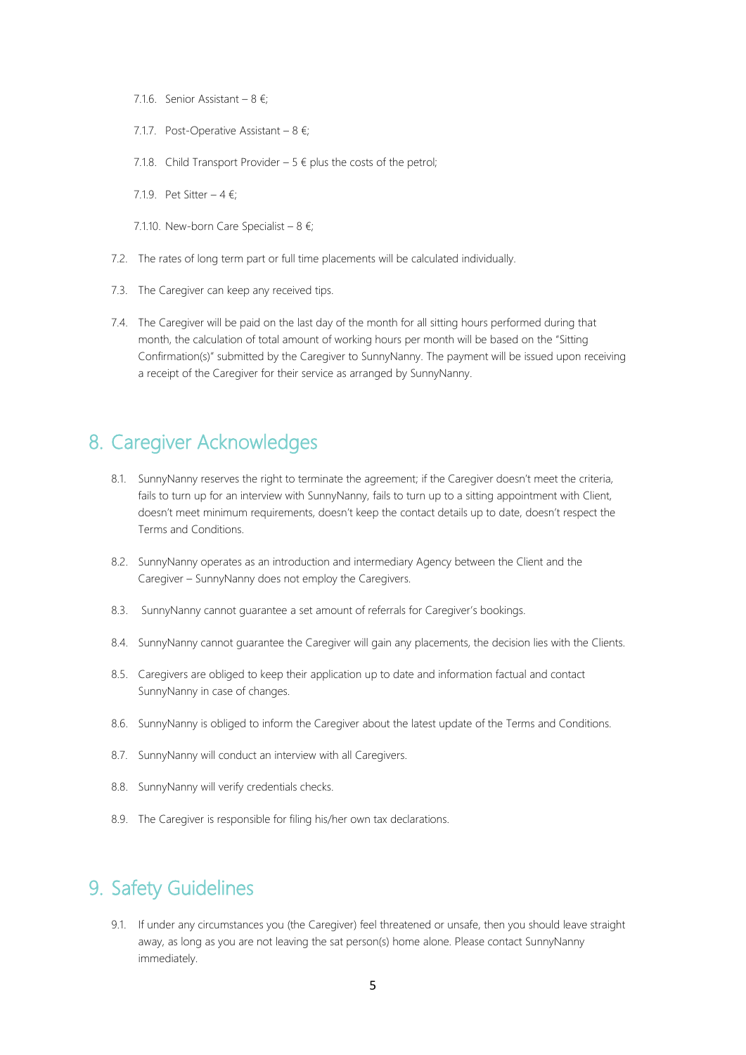7.1.6. Senior Assistant – 8 €;

7.1.7. Post-Operative Assistant – 8 €;

7.1.8. Child Transport Provider – 5 € plus the costs of the petrol;

7.1.9. Pet Sitter – 4 €;

7.1.10. New-born Care Specialist – 8 €;

7.2. The rates of long term part or full time placements will be calculated individually.

7.3. The Caregiver can keep any received tips.

7.4. The Caregiver will be paid on the last day of the month for all sitting hours performed during that month, the calculation of total amount of working hours per month will be based on the "Sitting Confirmation(s)" submitted by the Caregiver to SunnyNanny. The payment will be issued upon receiving a receipt of the Caregiver for their service as arranged by SunnyNanny.

## 8. Caregiver Acknowledges

8.1. SunnyNanny reserves the right to terminate the agreement; if the Caregiver doesn't meet the criteria, fails to turn up for an interview with SunnyNanny, fails to turn up to a sitting appointment with Client, doesn't meet minimum requirements, doesn't keep the contact details up to date, doesn't respect the Terms and Conditions.

8.2. SunnyNanny operates as an introduction and intermediary Agency between the Client and the Caregiver – SunnyNanny does not employ the Caregivers.

8.3. SunnyNanny cannot guarantee a set amount of referrals for Caregiver's bookings.

8.4. SunnyNanny cannot guarantee the Caregiver will gain any placements, the decision lies with the Clients.

8.5. Caregivers are obliged to keep their application up to date and information factual and contact SunnyNanny in case of changes.

8.6. SunnyNanny is obliged to inform the Caregiver about the latest update of the Terms and Conditions.

8.7. SunnyNanny will conduct an interview with all Caregivers.

8.8. SunnyNanny will verify credentials checks.

8.9. The Caregiver is responsible for filing his/her own tax declarations.

## 9. Safety Guidelines

9.1. If under any circumstances you (the Caregiver) feel threatened or unsafe, then you should leave straight away, as long as you are not leaving the sat person(s) home alone. Please contact SunnyNanny immediately.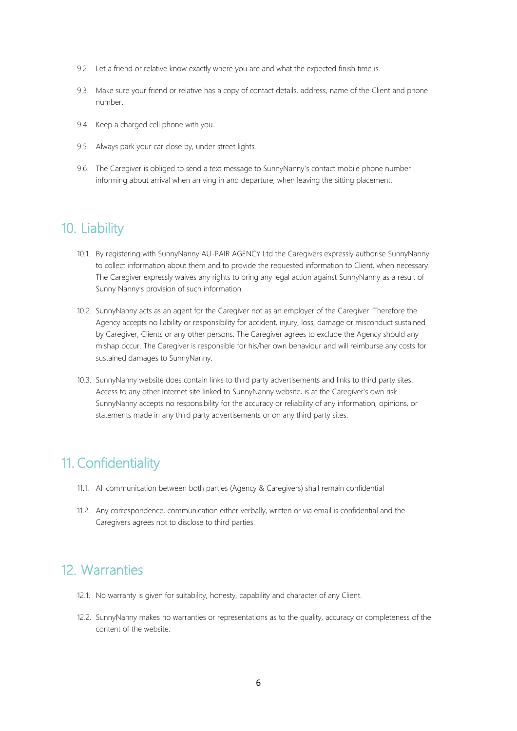9.2. Let a friend or relative know exactly where you are and what the expected finish time is.

9.3. Make sure your friend or relative has a copy of contact details, address, name of the Client and phone number.

9.4. Keep a charged cell phone with you.

9.5. Always park your car close by, under street lights.

9.6. The Caregiver is obliged to send a text message to SunnyNanny's contact mobile phone number informing about arrival when arriving in and departure, when leaving the sitting placement.

## 10. Liability

10.1. By registering with SunnyNanny AU-PAIR AGENCY Ltd the Caregivers expressly authorise SunnyNanny to collect information about them and to provide the requested information to Client, when necessary. The Caregiver expressly waives any rights to bring any legal action against SunnyNanny as a result of Sunny Nanny's provision of such information.

10.2. SunnyNanny acts as an agent for the Caregiver not as an employer of the Caregiver. Therefore the Agency accepts no liability or responsibility for accident, injury, loss, damage or misconduct sustained by Caregiver, Clients or any other persons. The Caregiver agrees to exclude the Agency should any mishap occur. The Caregiver is responsible for his/her own behaviour and will reimburse any costs for sustained damages to SunnyNanny.

10.3. SunnyNanny website does contain links to third party advertisements and links to third party sites. Access to any other Internet site linked to SunnyNanny website, is at the Caregiver's own risk. SunnyNanny accepts no responsibility for the accuracy or reliability of any information, opinions, or statements made in any third party advertisements or on any third party sites.

## 11. Confidentiality

11.1. All communication between both parties (Agency & Caregivers) shall remain confidential

11.2. Any correspondence, communication either verbally, written or via email is confidential and the Caregivers agrees not to disclose to third parties.

## 12. Warranties

12.1. No warranty is given for suitability, honesty, capability and character of any Client.

12.2. SunnyNanny makes no warranties or representations as to the quality, accuracy or completeness of the content of the website.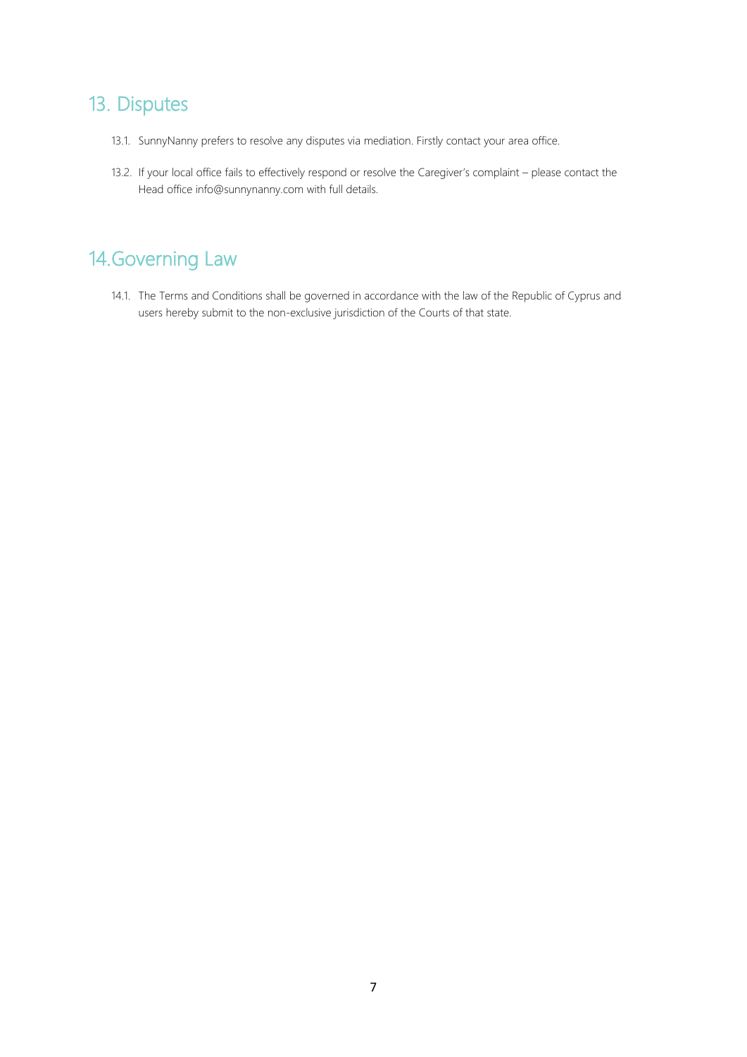## 13. Disputes

13.1. SunnyNanny prefers to resolve any disputes via mediation. Firstly contact your area office.

13.2. If your local office fails to effectively respond or resolve the Caregiver's complaint – please contact the Head office info@sunnynanny.com with full details.

## 14.Governing Law

14.1. The Terms and Conditions shall be governed in accordance with the law of the Republic of Cyprus and users hereby submit to the non-exclusive jurisdiction of the Courts of that state.